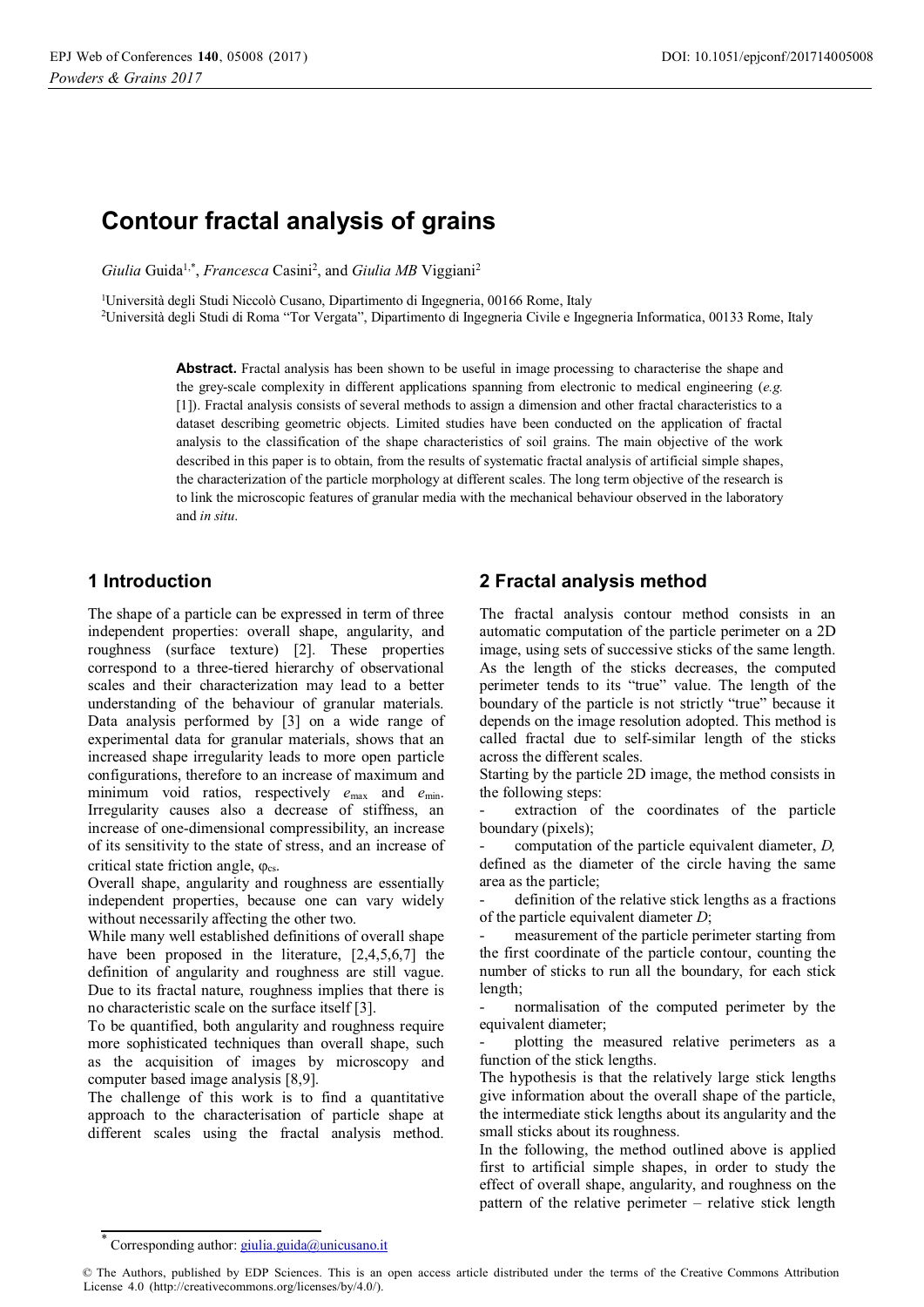# Contour fractal analysis of grains

*Giulia* Guida[1,*], *Francesca* Casini[2], and *Giulia MB* Viggiani[2]

[1]Università degli Studi Niccolò Cusano, Dipartimento di Ingegneria, 00166 Rome, Italy
[2]Università degli Studi di Roma "Tor Vergata", Dipartimento di Ingegneria Civile e Ingegneria Informatica, 00133 Rome, Italy

**Abstract.** Fractal analysis has been shown to be useful in image processing to characterise the shape and the grey-scale complexity in different applications spanning from electronic to medical engineering (*e.g.* [1]). Fractal analysis consists of several methods to assign a dimension and other fractal characteristics to a dataset describing geometric objects. Limited studies have been conducted on the application of fractal analysis to the classification of the shape characteristics of soil grains. The main objective of the work described in this paper is to obtain, from the results of systematic fractal analysis of artificial simple shapes, the characterization of the particle morphology at different scales. The long term objective of the research is to link the microscopic features of granular media with the mechanical behaviour observed in the laboratory and *in situ*.

## 1 Introduction

The shape of a particle can be expressed in term of three independent properties: overall shape, angularity, and roughness (surface texture) [2]. These properties correspond to a three-tiered hierarchy of observational scales and their characterization may lead to a better understanding of the behaviour of granular materials. Data analysis performed by [3] on a wide range of experimental data for granular materials, shows that an increased shape irregularity leads to more open particle configurations, therefore to an increase of maximum and minimum void ratios, respectively $e_{\max}$ and $e_{\min}$. Irregularity causes also a decrease of stiffness, an increase of one-dimensional compressibility, an increase of its sensitivity to the state of stress, and an increase of critical state friction angle, $\varphi_{cs}$.

Overall shape, angularity and roughness are essentially independent properties, because one can vary widely without necessarily affecting the other two.

While many well established definitions of overall shape have been proposed in the literature, [2,4,5,6,7] the definition of angularity and roughness are still vague. Due to its fractal nature, roughness implies that there is no characteristic scale on the surface itself [3].

To be quantified, both angularity and roughness require more sophisticated techniques than overall shape, such as the acquisition of images by microscopy and computer based image analysis [8,9].

The challenge of this work is to find a quantitative approach to the characterisation of particle shape at different scales using the fractal analysis method.

## 2 Fractal analysis method

The fractal analysis contour method consists in an automatic computation of the particle perimeter on a 2D image, using sets of successive sticks of the same length. As the length of the sticks decreases, the computed perimeter tends to its "true" value. The length of the boundary of the particle is not strictly "true" because it depends on the image resolution adopted. This method is called fractal due to self-similar length of the sticks across the different scales.

Starting by the particle 2D image, the method consists in the following steps:

- extraction of the coordinates of the particle boundary (pixels);
- computation of the particle equivalent diameter, *D,* defined as the diameter of the circle having the same area as the particle;
- definition of the relative stick lengths as a fractions of the particle equivalent diameter *D*;
- measurement of the particle perimeter starting from the first coordinate of the particle contour, counting the number of sticks to run all the boundary, for each stick length;
- normalisation of the computed perimeter by the equivalent diameter;
- plotting the measured relative perimeters as a function of the stick lengths.

The hypothesis is that the relatively large stick lengths give information about the overall shape of the particle, the intermediate stick lengths about its angularity and the small sticks about its roughness.

In the following, the method outlined above is applied first to artificial simple shapes, in order to study the effect of overall shape, angularity, and roughness on the pattern of the relative perimeter – relative stick length

---

\* Corresponding author: giulia.guida@unicusano.it

© The Authors, published by EDP Sciences. This is an open access article distributed under the terms of the Creative Commons Attribution License 4.0 (http://creativecommons.org/licenses/by/4.0/).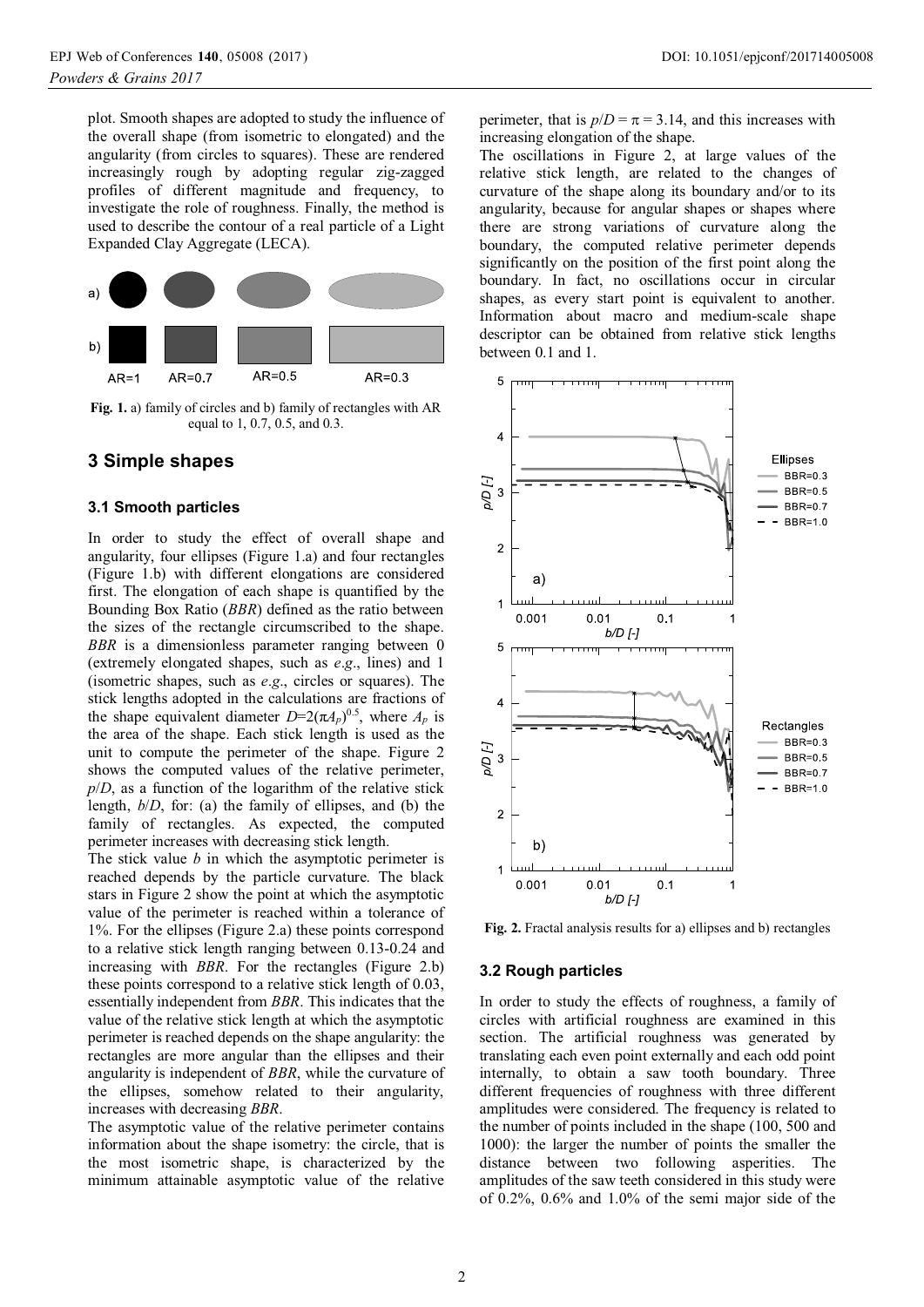plot. Smooth shapes are adopted to study the influence of the overall shape (from isometric to elongated) and the angularity (from circles to squares). These are rendered increasingly rough by adopting regular zig-zagged profiles of different magnitude and frequency, to investigate the role of roughness. Finally, the method is used to describe the contour of a real particle of a Light Expanded Clay Aggregate (LECA).

**Fig. 1.** a) family of circles and b) family of rectangles with AR equal to 1, 0.7, 0.5, and 0.3.

## 3 Simple shapes

### 3.1 Smooth particles

In order to study the effect of overall shape and angularity, four ellipses (Figure 1.a) and four rectangles (Figure 1.b) with different elongations are considered first. The elongation of each shape is quantified by the Bounding Box Ratio (*BBR*) defined as the ratio between the sizes of the rectangle circumscribed to the shape. *BBR* is a dimensionless parameter ranging between 0 (extremely elongated shapes, such as *e.g*., lines) and 1 (isometric shapes, such as *e.g*., circles or squares). The stick lengths adopted in the calculations are fractions of the shape equivalent diameter $D=2(\pi A_p)^{0.5}$, where $A_p$ is the area of the shape. Each stick length is used as the unit to compute the perimeter of the shape. Figure 2 shows the computed values of the relative perimeter, $p/D$, as a function of the logarithm of the relative stick length, $b/D$, for: (a) the family of ellipses, and (b) the family of rectangles. As expected, the computed perimeter increases with decreasing stick length.

The stick value $b$ in which the asymptotic perimeter is reached depends by the particle curvature. The black stars in Figure 2 show the point at which the asymptotic value of the perimeter is reached within a tolerance of 1%. For the ellipses (Figure 2.a) these points correspond to a relative stick length ranging between 0.13-0.24 and increasing with *BBR*. For the rectangles (Figure 2.b) these points correspond to a relative stick length of 0.03, essentially independent from *BBR*. This indicates that the value of the relative stick length at which the asymptotic perimeter is reached depends on the shape angularity: the rectangles are more angular than the ellipses and their angularity is independent of *BBR*, while the curvature of the ellipses, somehow related to their angularity, increases with decreasing *BBR*.

The asymptotic value of the relative perimeter contains information about the shape isometry: the circle, that is the most isometric shape, is characterized by the minimum attainable asymptotic value of the relative perimeter, that is $p/D = \pi = 3.14$, and this increases with increasing elongation of the shape.

The oscillations in Figure 2, at large values of the relative stick length, are related to the changes of curvature of the shape along its boundary and/or to its angularity, because for angular shapes or shapes where there are strong variations of curvature along the boundary, the computed relative perimeter depends significantly on the position of the first point along the boundary. In fact, no oscillations occur in circular shapes, as every start point is equivalent to another. Information about macro and medium-scale shape descriptor can be obtained from relative stick lengths between 0.1 and 1.

**Fig. 2.** Fractal analysis results for a) ellipses and b) rectangles

### 3.2 Rough particles

In order to study the effects of roughness, a family of circles with artificial roughness are examined in this section. The artificial roughness was generated by translating each even point externally and each odd point internally, to obtain a saw tooth boundary. Three different frequencies of roughness with three different amplitudes were considered. The frequency is related to the number of points included in the shape (100, 500 and 1000): the larger the number of points the smaller the distance between two following asperities. The amplitudes of the saw teeth considered in this study were of 0.2%, 0.6% and 1.0% of the semi major side of the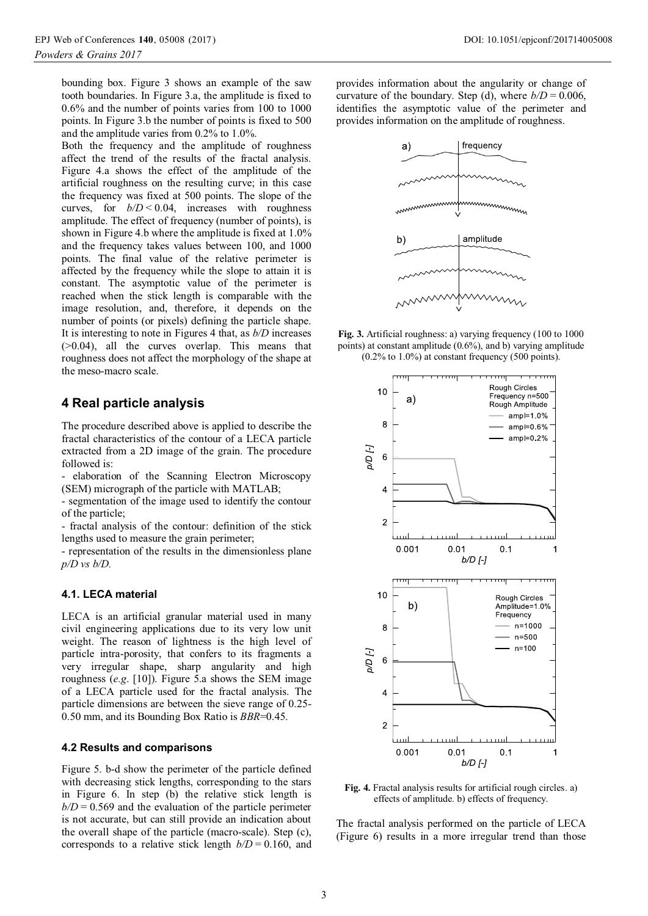bounding box. Figure 3 shows an example of the saw tooth boundaries. In Figure 3.a, the amplitude is fixed to 0.6% and the number of points varies from 100 to 1000 points. In Figure 3.b the number of points is fixed to 500 and the amplitude varies from 0.2% to 1.0%.

Both the frequency and the amplitude of roughness affect the trend of the results of the fractal analysis. Figure 4.a shows the effect of the amplitude of the artificial roughness on the resulting curve; in this case the frequency was fixed at 500 points. The slope of the curves, for $b/D < 0.04$, increases with roughness amplitude. The effect of frequency (number of points), is shown in Figure 4.b where the amplitude is fixed at 1.0% and the frequency takes values between 100, and 1000 points. The final value of the relative perimeter is affected by the frequency while the slope to attain it is constant. The asymptotic value of the perimeter is reached when the stick length is comparable with the image resolution, and, therefore, it depends on the number of points (or pixels) defining the particle shape. It is interesting to note in Figures 4 that, as $b/D$ increases (>0.04), all the curves overlap. This means that roughness does not affect the morphology of the shape at the meso-macro scale.

## 4 Real particle analysis

The procedure described above is applied to describe the fractal characteristics of the contour of a LECA particle extracted from a 2D image of the grain. The procedure followed is:

- elaboration of the Scanning Electron Microscopy (SEM) micrograph of the particle with MATLAB;
- segmentation of the image used to identify the contour of the particle;
- fractal analysis of the contour: definition of the stick lengths used to measure the grain perimeter;
- representation of the results in the dimensionless plane *p/D vs b/D.*

### 4.1. LECA material

LECA is an artificial granular material used in many civil engineering applications due to its very low unit weight. The reason of lightness is the high level of particle intra-porosity, that confers to its fragments a very irregular shape, sharp angularity and high roughness (*e.g.* [10]). Figure 5.a shows the SEM image of a LECA particle used for the fractal analysis. The particle dimensions are between the sieve range of 0.25-0.50 mm, and its Bounding Box Ratio is *BBR*=0.45.

### 4.2 Results and comparisons

Figure 5. b-d show the perimeter of the particle defined with decreasing stick lengths, corresponding to the stars in Figure 6. In step (b) the relative stick length is $b/D = 0.569$ and the evaluation of the particle perimeter is not accurate, but can still provide an indication about the overall shape of the particle (macro-scale). Step (c), corresponds to a relative stick length $b/D = 0.160$, and provides information about the angularity or change of curvature of the boundary. Step (d), where $b/D = 0.006$, identifies the asymptotic value of the perimeter and provides information on the amplitude of roughness.

**Fig. 3.** Artificial roughness: a) varying frequency (100 to 1000 points) at constant amplitude (0.6%), and b) varying amplitude (0.2% to 1.0%) at constant frequency (500 points).

**Fig. 4.** Fractal analysis results for artificial rough circles. a) effects of amplitude. b) effects of frequency.

The fractal analysis performed on the particle of LECA (Figure 6) results in a more irregular trend than those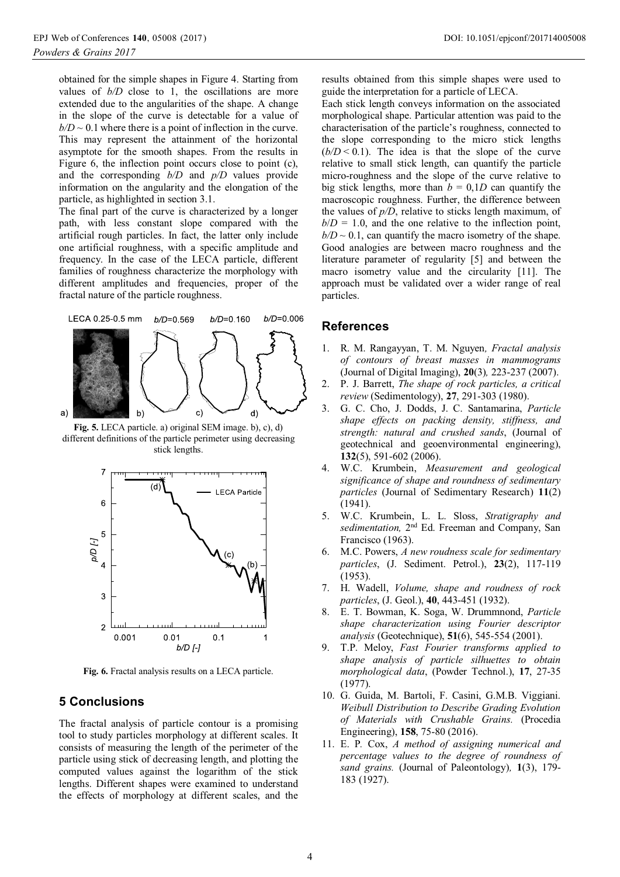obtained for the simple shapes in Figure 4. Starting from values of $b/D$ close to 1, the oscillations are more extended due to the angularities of the shape. A change in the slope of the curve is detectable for a value of $b/D \sim 0.1$ where there is a point of inflection in the curve. This may represent the attainment of the horizontal asymptote for the smooth shapes. From the results in Figure 6, the inflection point occurs close to point (c), and the corresponding $b/D$ and $p/D$ values provide information on the angularity and the elongation of the particle, as highlighted in section 3.1.

The final part of the curve is characterized by a longer path, with less constant slope compared with the artificial rough particles. In fact, the latter only include one artificial roughness, with a specific amplitude and frequency. In the case of the LECA particle, different families of roughness characterize the morphology with different amplitudes and frequencies, proper of the fractal nature of the particle roughness.

LECA 0.25-0.5 mm $b/D$=0.569 $b/D$=0.160 $b/D$=0.006

a) b) c) d)

**Fig. 5.** LECA particle. a) original SEM image. b), c), d) different definitions of the particle perimeter using decreasing stick lengths.

p/D [-]

b/D [-]

LECA Particle

(d) (c) (b)

7 6 5 4 3 2

0.001 0.01 0.1 1

**Fig. 6.** Fractal analysis results on a LECA particle.

## 5 Conclusions

The fractal analysis of particle contour is a promising tool to study particles morphology at different scales. It consists of measuring the length of the perimeter of the particle using stick of decreasing length, and plotting the computed values against the logarithm of the stick lengths. Different shapes were examined to understand the effects of morphology at different scales, and the results obtained from this simple shapes were used to guide the interpretation for a particle of LECA.

Each stick length conveys information on the associated morphological shape. Particular attention was paid to the characterisation of the particle's roughness, connected to the slope corresponding to the micro stick lengths ($b/D < 0.1$). The idea is that the slope of the curve relative to small stick length, can quantify the particle micro-roughness and the slope of the curve relative to big stick lengths, more than $b = 0,1D$ can quantify the macroscopic roughness. Further, the difference between the values of $p/D$, relative to sticks length maximum, of $b/D = 1.0$, and the one relative to the inflection point, $b/D \sim 0.1$, can quantify the macro isometry of the shape. Good analogies are between macro roughness and the literature parameter of regularity [5] and between the macro isometry value and the circularity [11]. The approach must be validated over a wider range of real particles.

## References

1. R. M. Rangayyan, T. M. Nguyen, *Fractal analysis of contours of breast masses in mammograms* (Journal of Digital Imaging), **20**(3), 223-237 (2007).
2. P. J. Barrett, *The shape of rock particles, a critical review* (Sedimentology), **27**, 291-303 (1980).
3. G. C. Cho, J. Dodds, J. C. Santamarina, *Particle shape effects on packing density, stiffness, and strength: natural and crushed sands*, (Journal of geotechnical and geoenvironmental engineering), **132**(5), 591-602 (2006).
4. W.C. Krumbein, *Measurement and geological significance of shape and roundness of sedimentary particles* (Journal of Sedimentary Research) **11**(2) (1941).
5. W.C. Krumbein, L. L. Sloss, *Stratigraphy and sedimentation,* 2nd Ed. Freeman and Company, San Francisco (1963).
6. M.C. Powers, *A new roudness scale for sedimentary particles*, (J. Sediment. Petrol.), **23**(2), 117-119 (1953).
7. H. Wadell, *Volume, shape and roudness of rock particles*, (J. Geol.), **40**, 443-451 (1932).
8. E. T. Bowman, K. Soga, W. Drummnond, *Particle shape characterization using Fourier descriptor analysis* (Geotechnique), **51**(6), 545-554 (2001).
9. T.P. Meloy, *Fast Fourier transforms applied to shape analysis of particle silhuettes to obtain morphological data*, (Powder Technol.), **17**, 27-35 (1977).
10. G. Guida, M. Bartoli, F. Casini, G.M.B. Viggiani. *Weibull Distribution to Describe Grading Evolution of Materials with Crushable Grains.* (Procedia Engineering), **158**, 75-80 (2016).
11. E. P. Cox, *A method of assigning numerical and percentage values to the degree of roundness of sand grains.* (Journal of Paleontology), **1**(3), 179-183 (1927).